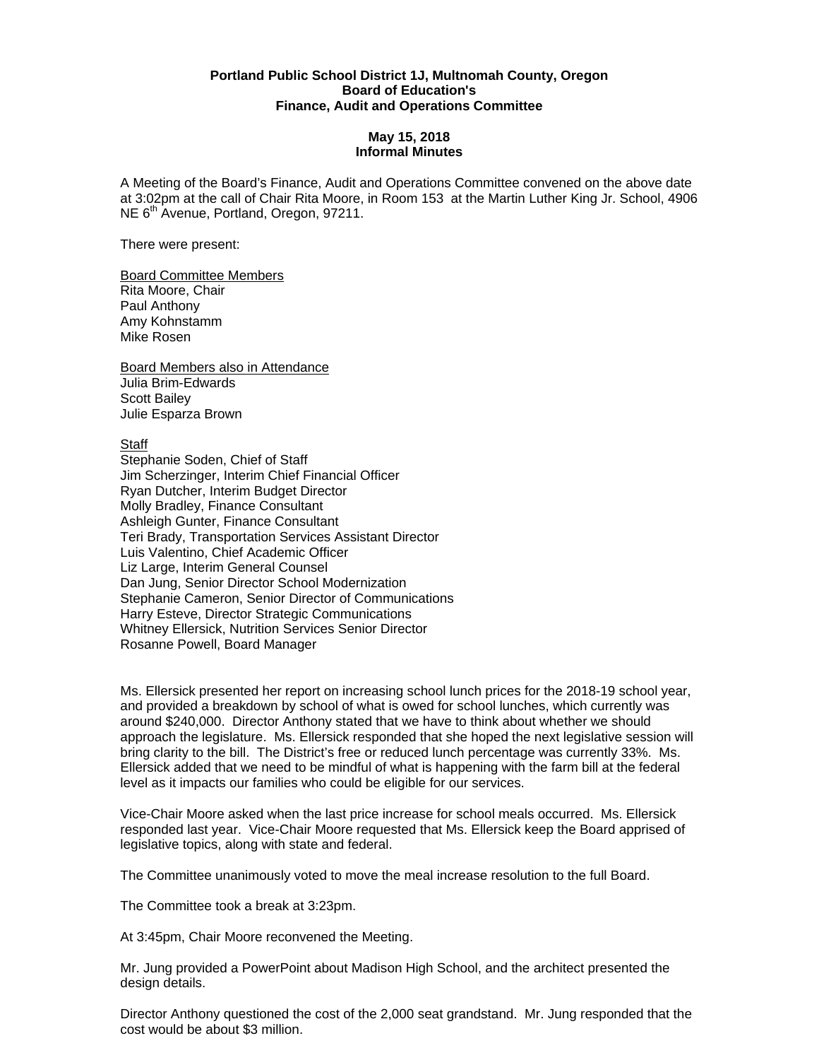**Portland Public School District 1J, Multnomah County, Oregon**
**Board of Education's**
**Finance, Audit and Operations Committee**

**May 15, 2018**
**Informal Minutes**

A Meeting of the Board's Finance, Audit and Operations Committee convened on the above date at 3:02pm at the call of Chair Rita Moore, in Room 153 at the Martin Luther King Jr. School, 4906 NE 6th Avenue, Portland, Oregon, 97211.

There were present:

Board Committee Members
Rita Moore, Chair
Paul Anthony
Amy Kohnstamm
Mike Rosen

Board Members also in Attendance
Julia Brim-Edwards
Scott Bailey
Julie Esparza Brown

Staff
Stephanie Soden, Chief of Staff
Jim Scherzinger, Interim Chief Financial Officer
Ryan Dutcher, Interim Budget Director
Molly Bradley, Finance Consultant
Ashleigh Gunter, Finance Consultant
Teri Brady, Transportation Services Assistant Director
Luis Valentino, Chief Academic Officer
Liz Large, Interim General Counsel
Dan Jung, Senior Director School Modernization
Stephanie Cameron, Senior Director of Communications
Harry Esteve, Director Strategic Communications
Whitney Ellersick, Nutrition Services Senior Director
Rosanne Powell, Board Manager

Ms. Ellersick presented her report on increasing school lunch prices for the 2018-19 school year, and provided a breakdown by school of what is owed for school lunches, which currently was around $240,000. Director Anthony stated that we have to think about whether we should approach the legislature. Ms. Ellersick responded that she hoped the next legislative session will bring clarity to the bill. The District's free or reduced lunch percentage was currently 33%. Ms. Ellersick added that we need to be mindful of what is happening with the farm bill at the federal level as it impacts our families who could be eligible for our services.

Vice-Chair Moore asked when the last price increase for school meals occurred. Ms. Ellersick responded last year. Vice-Chair Moore requested that Ms. Ellersick keep the Board apprised of legislative topics, along with state and federal.

The Committee unanimously voted to move the meal increase resolution to the full Board.

The Committee took a break at 3:23pm.

At 3:45pm, Chair Moore reconvened the Meeting.

Mr. Jung provided a PowerPoint about Madison High School, and the architect presented the design details.

Director Anthony questioned the cost of the 2,000 seat grandstand. Mr. Jung responded that the cost would be about $3 million.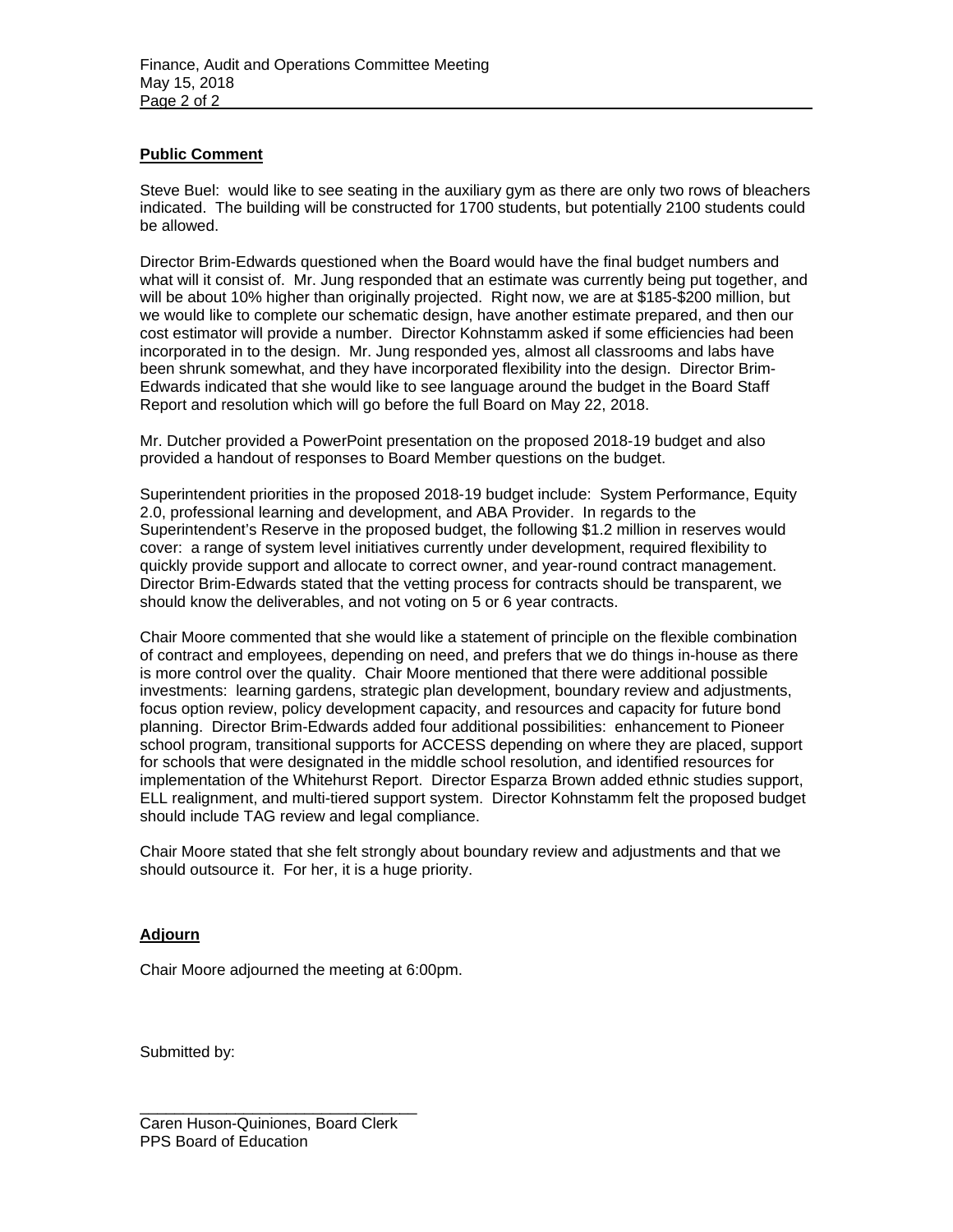## **Public Comment**

Steve Buel: would like to see seating in the auxiliary gym as there are only two rows of bleachers indicated. The building will be constructed for 1700 students, but potentially 2100 students could be allowed.

Director Brim-Edwards questioned when the Board would have the final budget numbers and what will it consist of. Mr. Jung responded that an estimate was currently being put together, and will be about 10% higher than originally projected. Right now, we are at $185-$200 million, but we would like to complete our schematic design, have another estimate prepared, and then our cost estimator will provide a number. Director Kohnstamm asked if some efficiencies had been incorporated in to the design. Mr. Jung responded yes, almost all classrooms and labs have been shrunk somewhat, and they have incorporated flexibility into the design. Director Brim-Edwards indicated that she would like to see language around the budget in the Board Staff Report and resolution which will go before the full Board on May 22, 2018.

Mr. Dutcher provided a PowerPoint presentation on the proposed 2018-19 budget and also provided a handout of responses to Board Member questions on the budget.

Superintendent priorities in the proposed 2018-19 budget include: System Performance, Equity 2.0, professional learning and development, and ABA Provider. In regards to the Superintendent's Reserve in the proposed budget, the following $1.2 million in reserves would cover: a range of system level initiatives currently under development, required flexibility to quickly provide support and allocate to correct owner, and year-round contract management. Director Brim-Edwards stated that the vetting process for contracts should be transparent, we should know the deliverables, and not voting on 5 or 6 year contracts.

Chair Moore commented that she would like a statement of principle on the flexible combination of contract and employees, depending on need, and prefers that we do things in-house as there is more control over the quality. Chair Moore mentioned that there were additional possible investments: learning gardens, strategic plan development, boundary review and adjustments, focus option review, policy development capacity, and resources and capacity for future bond planning. Director Brim-Edwards added four additional possibilities: enhancement to Pioneer school program, transitional supports for ACCESS depending on where they are placed, support for schools that were designated in the middle school resolution, and identified resources for implementation of the Whitehurst Report. Director Esparza Brown added ethnic studies support, ELL realignment, and multi-tiered support system. Director Kohnstamm felt the proposed budget should include TAG review and legal compliance.

Chair Moore stated that she felt strongly about boundary review and adjustments and that we should outsource it. For her, it is a huge priority.

## **Adjourn**

Chair Moore adjourned the meeting at 6:00pm.

Submitted by:

\_\_\_\_\_\_\_\_\_\_\_\_\_\_\_\_\_\_\_\_\_\_\_\_\_\_\_\_\_\_\_\_\_

Caren Huson-Quiniones, Board Clerk
PPS Board of Education